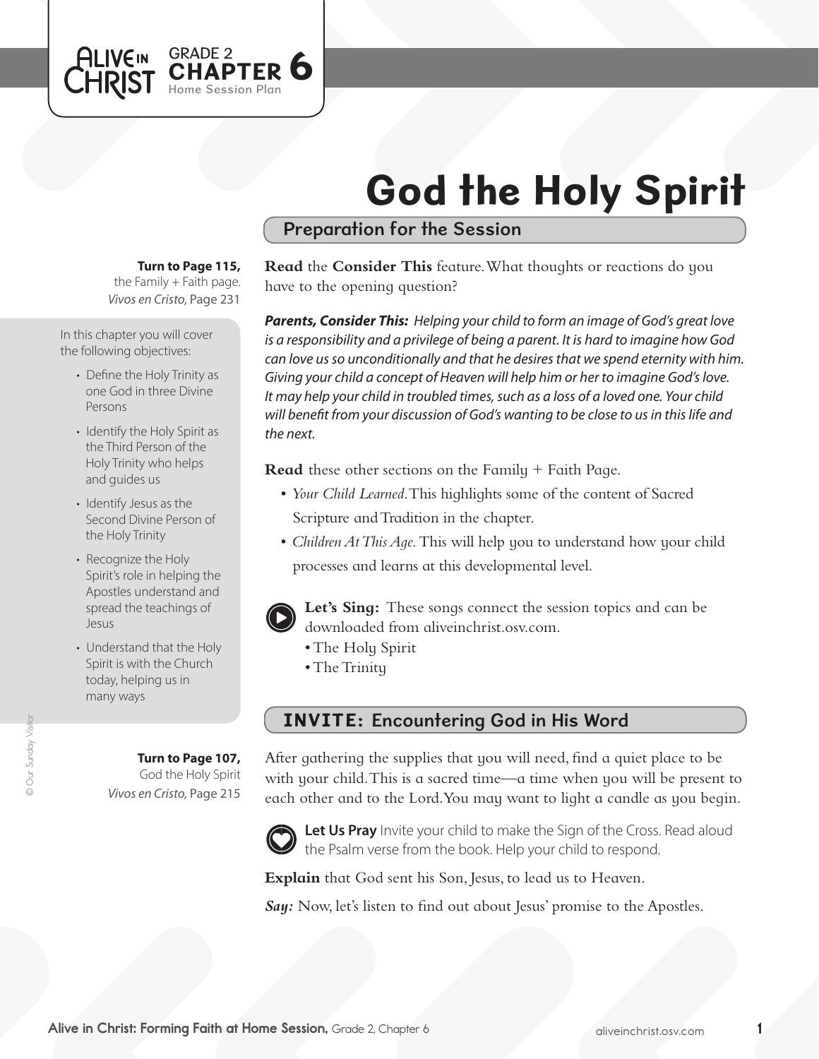ALIVE IN CHRIST GRADE 2 **CHAPTER 6** Home Session Plan

# God the Holy Spirit

## Preparation for the Session

**Turn to Page 115,** the Family + Faith page. *Vivos en Cristo,* Page 231

In this chapter you will cover the following objectives:

- Define the Holy Trinity as one God in three Divine Persons
- Identify the Holy Spirit as the Third Person of the Holy Trinity who helps and guides us
- Identify Jesus as the Second Divine Person of the Holy Trinity
- Recognize the Holy Spirit's role in helping the Apostles understand and spread the teachings of Jesus
- Understand that the Holy Spirit is with the Church today, helping us in many ways

**Read** the **Consider This** feature. What thoughts or reactions do you have to the opening question?

***Parents, Consider This:*** *Helping your child to form an image of God's great love is a responsibility and a privilege of being a parent. It is hard to imagine how God can love us so unconditionally and that he desires that we spend eternity with him. Giving your child a concept of Heaven will help him or her to imagine God's love. It may help your child in troubled times, such as a loss of a loved one. Your child will benefit from your discussion of God's wanting to be close to us in this life and the next.*

**Read** these other sections on the Family + Faith Page.

- *Your Child Learned.* This highlights some of the content of Sacred Scripture and Tradition in the chapter.
- *Children At This Age.* This will help you to understand how your child processes and learns at this developmental level.

**Let's Sing:** These songs connect the session topics and can be downloaded from aliveinchrist.osv.com.

- The Holy Spirit
- The Trinity

## INVITE: Encountering God in His Word

**Turn to Page 107,** God the Holy Spirit *Vivos en Cristo,* Page 215

After gathering the supplies that you will need, find a quiet place to be with your child. This is a sacred time—a time when you will be present to each other and to the Lord. You may want to light a candle as you begin.

**Let Us Pray** Invite your child to make the Sign of the Cross. Read aloud the Psalm verse from the book. Help your child to respond.

**Explain** that God sent his Son, Jesus, to lead us to Heaven.

***Say:*** Now, let's listen to find out about Jesus' promise to the Apostles.

© Our Sunday Visitor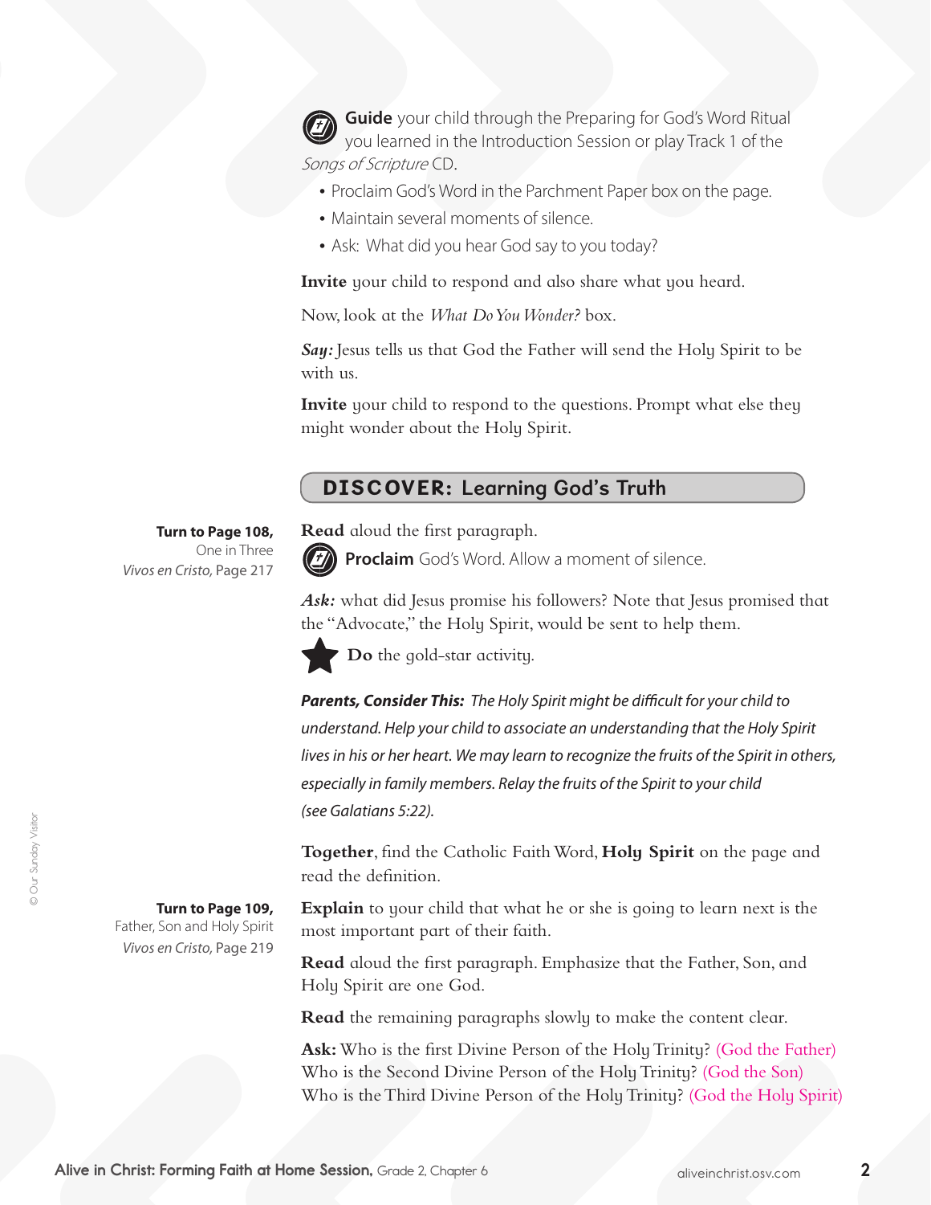**Guide** your child through the Preparing for God's Word Ritual you learned in the Introduction Session or play Track 1 of the *Songs of Scripture* CD.

- Proclaim God's Word in the Parchment Paper box on the page.
- Maintain several moments of silence.
- Ask: What did you hear God say to you today?

**Invite** your child to respond and also share what you heard.

Now, look at the *What Do You Wonder?* box.

***Say:*** Jesus tells us that God the Father will send the Holy Spirit to be with us.

**Invite** your child to respond to the questions. Prompt what else they might wonder about the Holy Spirit.

## DISCOVER: Learning God's Truth

**Turn to Page 108,**
One in Three
*Vivos en Cristo*, Page 217

**Read** aloud the first paragraph.

**Proclaim** God's Word. Allow a moment of silence.

***Ask:*** what did Jesus promise his followers? Note that Jesus promised that the "Advocate," the Holy Spirit, would be sent to help them.

**Do** the gold-star activity.

***Parents, Consider This:*** *The Holy Spirit might be difficult for your child to understand. Help your child to associate an understanding that the Holy Spirit lives in his or her heart. We may learn to recognize the fruits of the Spirit in others, especially in family members. Relay the fruits of the Spirit to your child (see Galatians 5:22).*

**Together**, find the Catholic Faith Word, **Holy Spirit** on the page and read the definition.

**Turn to Page 109,**
Father, Son and Holy Spirit
*Vivos en Cristo*, Page 219

**Explain** to your child that what he or she is going to learn next is the most important part of their faith.

**Read** aloud the first paragraph. Emphasize that the Father, Son, and Holy Spirit are one God.

**Read** the remaining paragraphs slowly to make the content clear.

**Ask:** Who is the first Divine Person of the Holy Trinity? (God the Father)
Who is the Second Divine Person of the Holy Trinity? (God the Son)
Who is the Third Divine Person of the Holy Trinity? (God the Holy Spirit)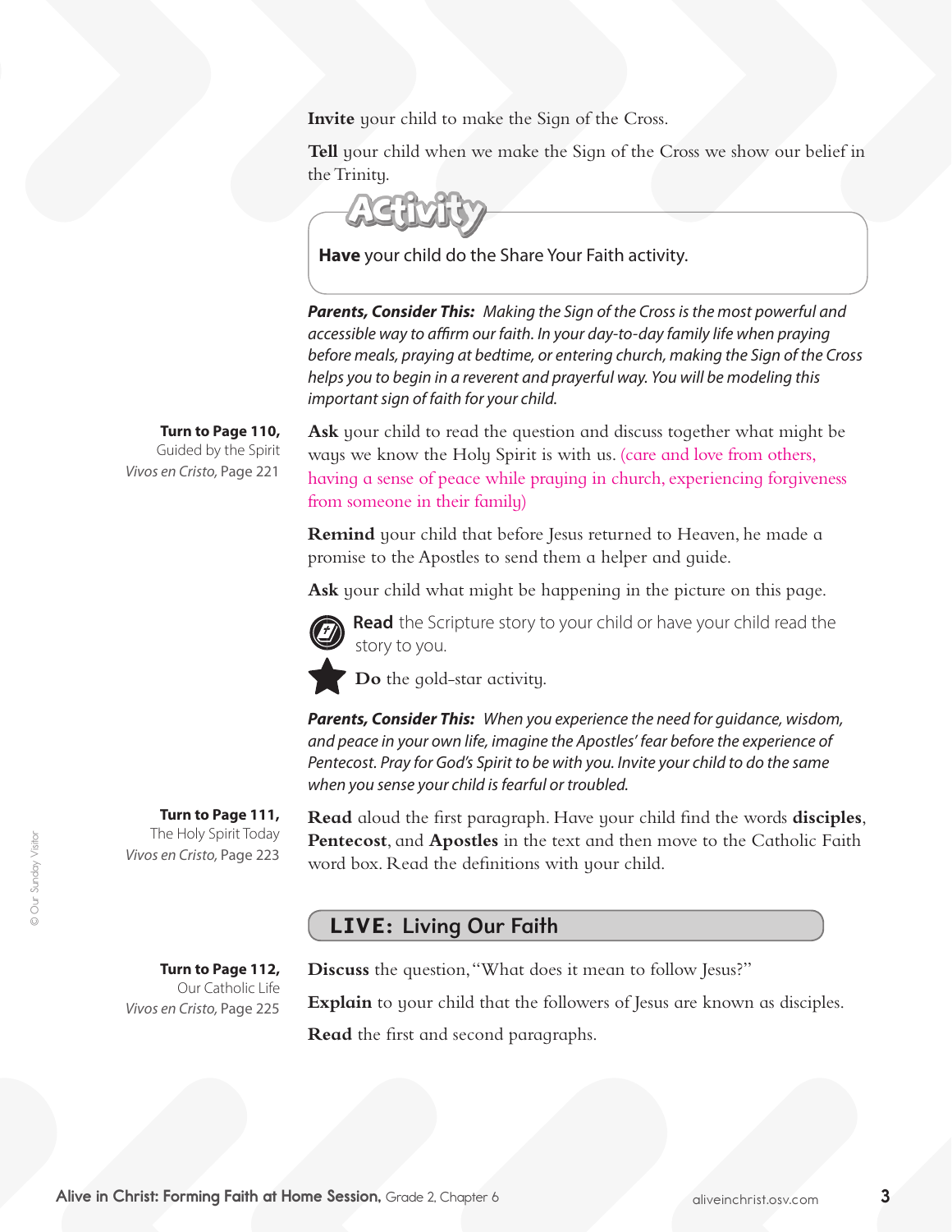**Invite** your child to make the Sign of the Cross.

**Tell** your child when we make the Sign of the Cross we show our belief in the Trinity.

**Activity**

**Have** your child do the Share Your Faith activity.

***Parents, Consider This:*** *Making the Sign of the Cross is the most powerful and accessible way to affirm our faith. In your day-to-day family life when praying before meals, praying at bedtime, or entering church, making the Sign of the Cross helps you to begin in a reverent and prayerful way. You will be modeling this important sign of faith for your child.*

**Turn to Page 110,**
Guided by the Spirit
*Vivos en Cristo*, Page 221

**Ask** your child to read the question and discuss together what might be ways we know the Holy Spirit is with us. (care and love from others, having a sense of peace while praying in church, experiencing forgiveness from someone in their family)

**Remind** your child that before Jesus returned to Heaven, he made a promise to the Apostles to send them a helper and guide.

**Ask** your child what might be happening in the picture on this page.

**Read** the Scripture story to your child or have your child read the story to you.

**Do** the gold-star activity.

***Parents, Consider This:*** *When you experience the need for guidance, wisdom, and peace in your own life, imagine the Apostles' fear before the experience of Pentecost. Pray for God's Spirit to be with you. Invite your child to do the same when you sense your child is fearful or troubled.*

**Turn to Page 111,**
The Holy Spirit Today
*Vivos en Cristo*, Page 223

**Read** aloud the first paragraph. Have your child find the words **disciples**, **Pentecost**, and **Apostles** in the text and then move to the Catholic Faith word box. Read the definitions with your child.

## LIVE: Living Our Faith

**Turn to Page 112,**
Our Catholic Life
*Vivos en Cristo*, Page 225

**Discuss** the question, "What does it mean to follow Jesus?"

**Explain** to your child that the followers of Jesus are known as disciples.

**Read** the first and second paragraphs.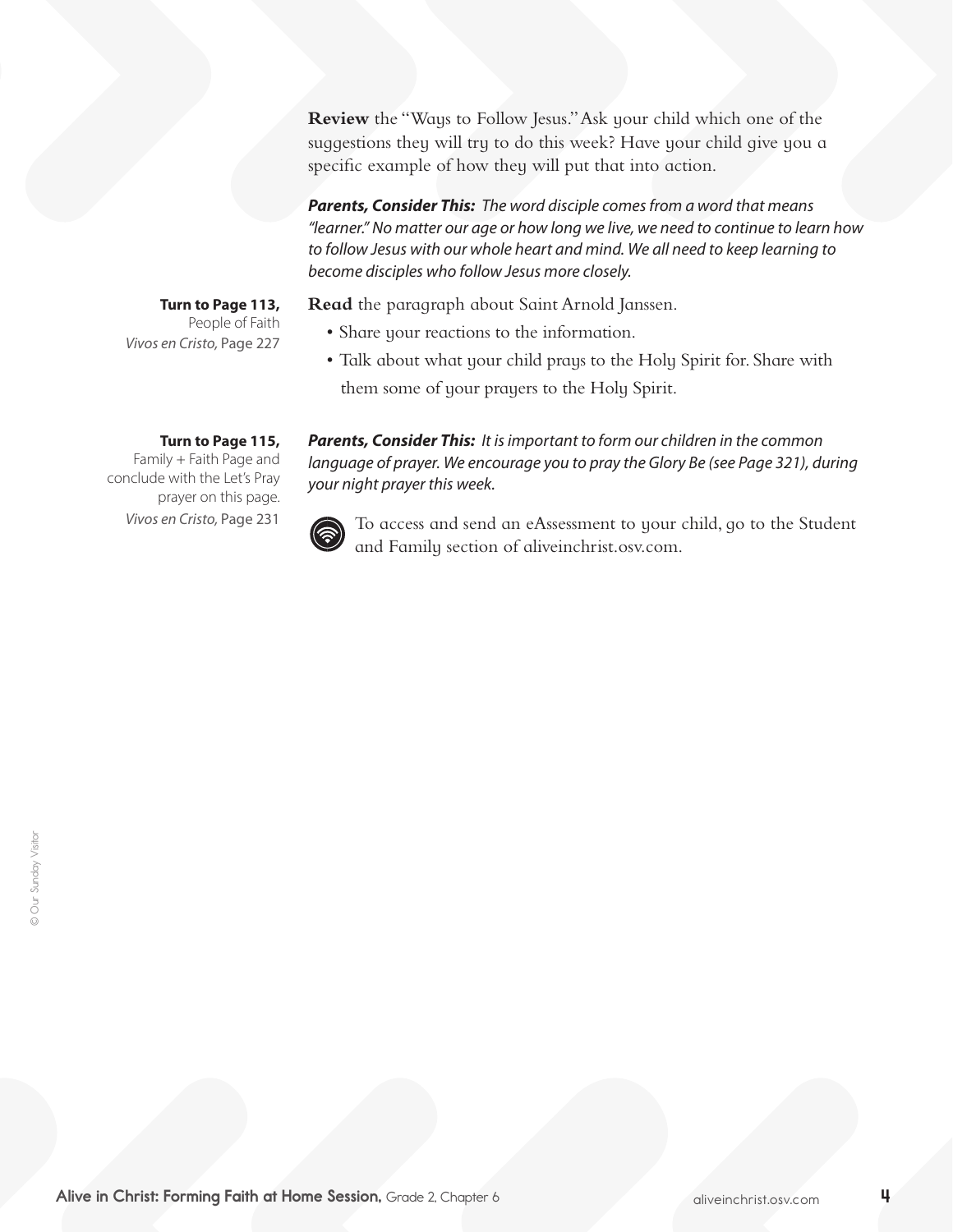**Review** the "Ways to Follow Jesus." Ask your child which one of the suggestions they will try to do this week? Have your child give you a specific example of how they will put that into action.

***Parents, Consider This:*** *The word disciple comes from a word that means "learner." No matter our age or how long we live, we need to continue to learn how to follow Jesus with our whole heart and mind. We all need to keep learning to become disciples who follow Jesus more closely.*

**Turn to Page 113,** People of Faith
*Vivos en Cristo,* Page 227

**Read** the paragraph about Saint Arnold Janssen.

- Share your reactions to the information.
- Talk about what your child prays to the Holy Spirit for. Share with them some of your prayers to the Holy Spirit.

**Turn to Page 115,** Family + Faith Page and conclude with the Let's Pray prayer on this page.
*Vivos en Cristo,* Page 231

***Parents, Consider This:*** *It is important to form our children in the common language of prayer. We encourage you to pray the Glory Be (see Page 321), during your night prayer this week.*

To access and send an eAssessment to your child, go to the Student and Family section of aliveinchrist.osv.com.